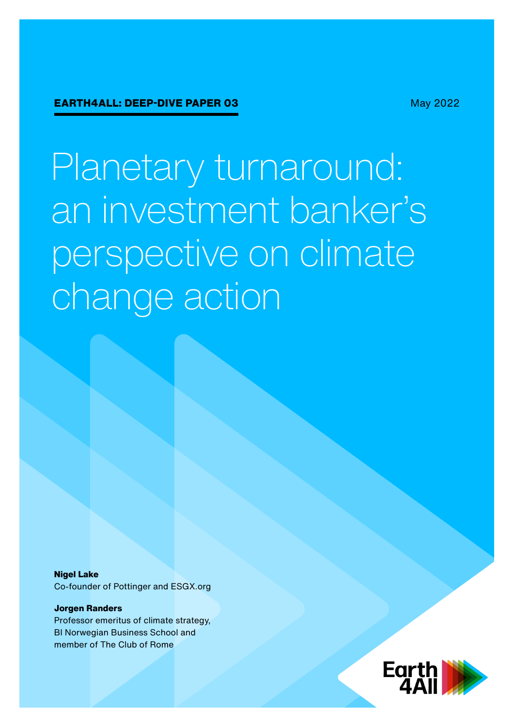**EARTH4ALL: DEEP-DIVE PAPER 03**

May 2022

# Planetary turnaround: an investment banker's perspective on climate change action

**Nigel Lake**
Co-founder of Pottinger and ESGX.org

**Jorgen Randers**
Professor emeritus of climate strategy, BI Norwegian Business School and member of The Club of Rome

Earth 4All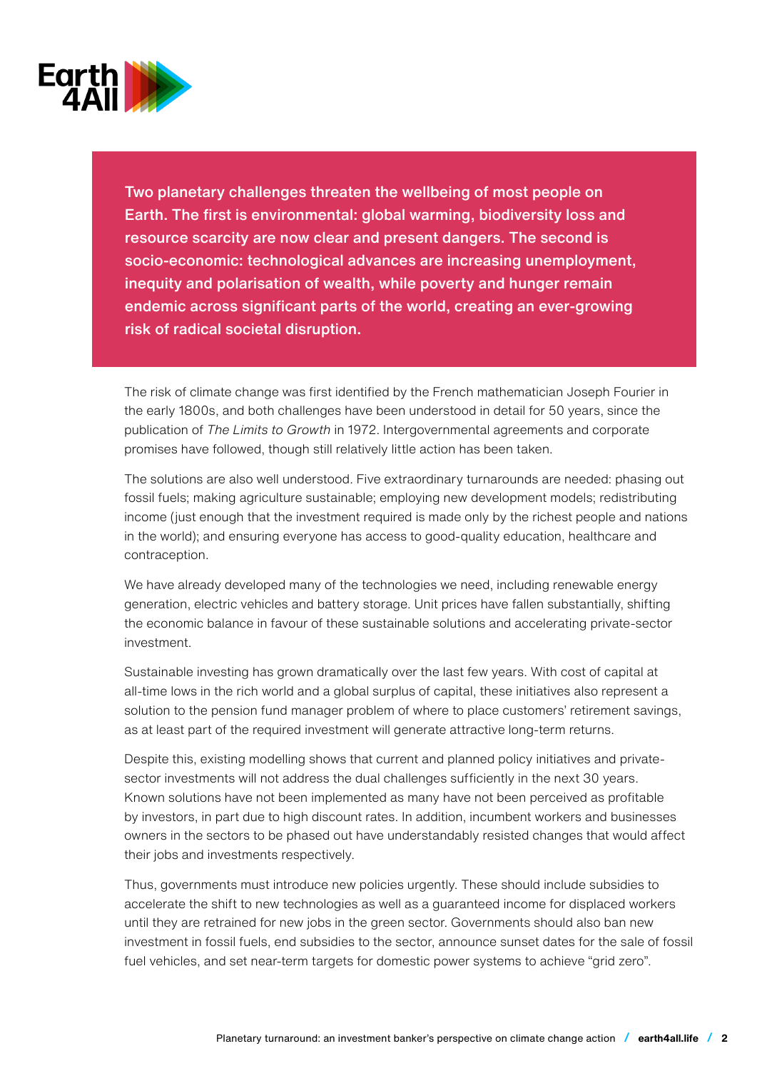**Two planetary challenges threaten the wellbeing of most people on Earth. The first is environmental: global warming, biodiversity loss and resource scarcity are now clear and present dangers. The second is socio-economic: technological advances are increasing unemployment, inequity and polarisation of wealth, while poverty and hunger remain endemic across significant parts of the world, creating an ever-growing risk of radical societal disruption.**

The risk of climate change was first identified by the French mathematician Joseph Fourier in the early 1800s, and both challenges have been understood in detail for 50 years, since the publication of *The Limits to Growth* in 1972. Intergovernmental agreements and corporate promises have followed, though still relatively little action has been taken.

The solutions are also well understood. Five extraordinary turnarounds are needed: phasing out fossil fuels; making agriculture sustainable; employing new development models; redistributing income (just enough that the investment required is made only by the richest people and nations in the world); and ensuring everyone has access to good-quality education, healthcare and contraception.

We have already developed many of the technologies we need, including renewable energy generation, electric vehicles and battery storage. Unit prices have fallen substantially, shifting the economic balance in favour of these sustainable solutions and accelerating private-sector investment.

Sustainable investing has grown dramatically over the last few years. With cost of capital at all-time lows in the rich world and a global surplus of capital, these initiatives also represent a solution to the pension fund manager problem of where to place customers' retirement savings, as at least part of the required investment will generate attractive long-term returns.

Despite this, existing modelling shows that current and planned policy initiatives and private-sector investments will not address the dual challenges sufficiently in the next 30 years. Known solutions have not been implemented as many have not been perceived as profitable by investors, in part due to high discount rates. In addition, incumbent workers and businesses owners in the sectors to be phased out have understandably resisted changes that would affect their jobs and investments respectively.

Thus, governments must introduce new policies urgently. These should include subsidies to accelerate the shift to new technologies as well as a guaranteed income for displaced workers until they are retrained for new jobs in the green sector. Governments should also ban new investment in fossil fuels, end subsidies to the sector, announce sunset dates for the sale of fossil fuel vehicles, and set near-term targets for domestic power systems to achieve "grid zero".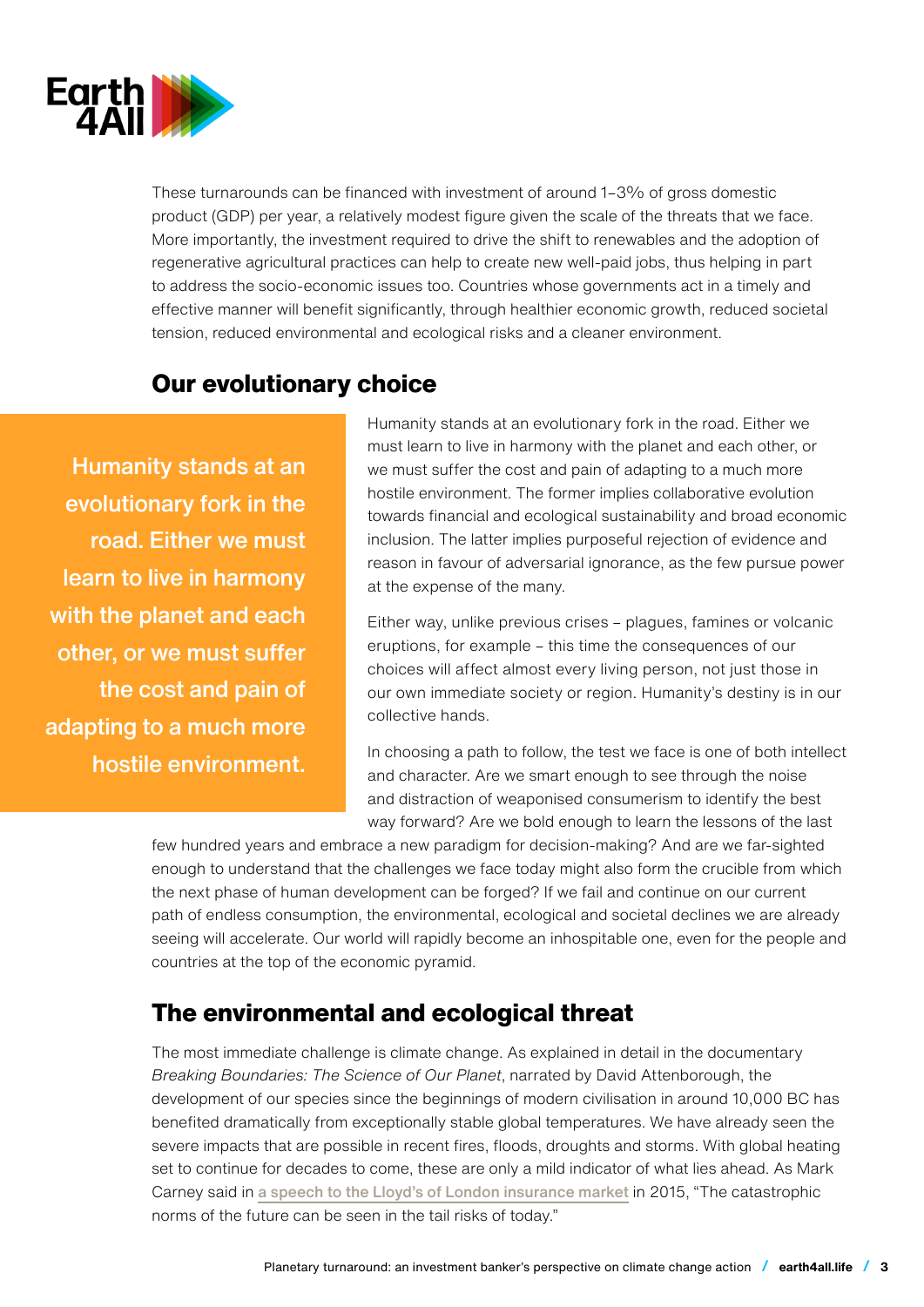These turnarounds can be financed with investment of around 1–3% of gross domestic product (GDP) per year, a relatively modest figure given the scale of the threats that we face. More importantly, the investment required to drive the shift to renewables and the adoption of regenerative agricultural practices can help to create new well-paid jobs, thus helping in part to address the socio-economic issues too. Countries whose governments act in a timely and effective manner will benefit significantly, through healthier economic growth, reduced societal tension, reduced environmental and ecological risks and a cleaner environment.

## Our evolutionary choice

> **Humanity stands at an evolutionary fork in the road. Either we must learn to live in harmony with the planet and each other, or we must suffer the cost and pain of adapting to a much more hostile environment.**

Humanity stands at an evolutionary fork in the road. Either we must learn to live in harmony with the planet and each other, or we must suffer the cost and pain of adapting to a much more hostile environment. The former implies collaborative evolution towards financial and ecological sustainability and broad economic inclusion. The latter implies purposeful rejection of evidence and reason in favour of adversarial ignorance, as the few pursue power at the expense of the many.

Either way, unlike previous crises – plagues, famines or volcanic eruptions, for example – this time the consequences of our choices will affect almost every living person, not just those in our own immediate society or region. Humanity's destiny is in our collective hands.

In choosing a path to follow, the test we face is one of both intellect and character. Are we smart enough to see through the noise and distraction of weaponised consumerism to identify the best way forward? Are we bold enough to learn the lessons of the last few hundred years and embrace a new paradigm for decision-making? And are we far-sighted enough to understand that the challenges we face today might also form the crucible from which the next phase of human development can be forged? If we fail and continue on our current path of endless consumption, the environmental, ecological and societal declines we are already seeing will accelerate. Our world will rapidly become an inhospitable one, even for the people and countries at the top of the economic pyramid.

## The environmental and ecological threat

The most immediate challenge is climate change. As explained in detail in the documentary *Breaking Boundaries: The Science of Our Planet*, narrated by David Attenborough, the development of our species since the beginnings of modern civilisation in around 10,000 BC has benefited dramatically from exceptionally stable global temperatures. We have already seen the severe impacts that are possible in recent fires, floods, droughts and storms. With global heating set to continue for decades to come, these are only a mild indicator of what lies ahead. As Mark Carney said in a speech to the Lloyd's of London insurance market in 2015, "The catastrophic norms of the future can be seen in the tail risks of today."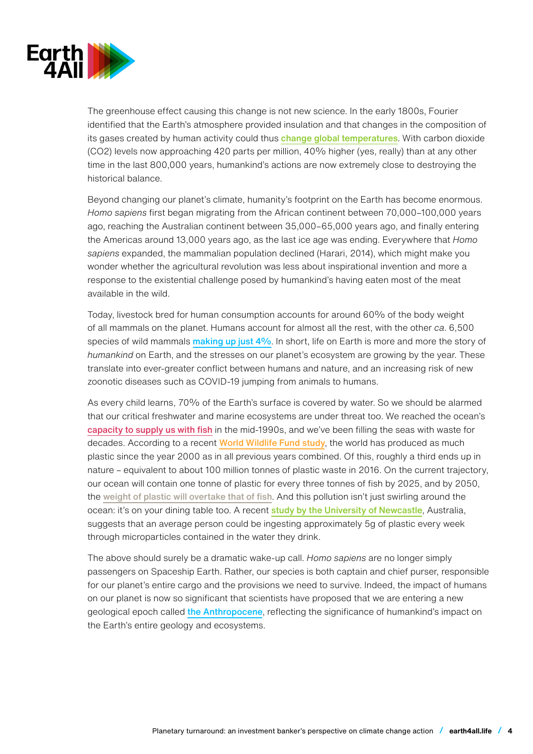The greenhouse effect causing this change is not new science. In the early 1800s, Fourier identified that the Earth's atmosphere provided insulation and that changes in the composition of its gases created by human activity could thus change global temperatures. With carbon dioxide ($CO_2$) levels now approaching 420 parts per million, 40% higher (yes, really) than at any other time in the last 800,000 years, humankind's actions are now extremely close to destroying the historical balance.

Beyond changing our planet's climate, humanity's footprint on the Earth has become enormous. *Homo sapiens* first began migrating from the African continent between 70,000–100,000 years ago, reaching the Australian continent between 35,000–65,000 years ago, and finally entering the Americas around 13,000 years ago, as the last ice age was ending. Everywhere that *Homo sapiens* expanded, the mammalian population declined (Harari, 2014), which might make you wonder whether the agricultural revolution was less about inspirational invention and more a response to the existential challenge posed by humankind's having eaten most of the meat available in the wild.

Today, livestock bred for human consumption accounts for around 60% of the body weight of all mammals on the planet. Humans account for almost all the rest, with the other *ca*. 6,500 species of wild mammals making up just 4%. In short, life on Earth is more and more the story of *humankind* on Earth, and the stresses on our planet's ecosystem are growing by the year. These translate into ever-greater conflict between humans and nature, and an increasing risk of new zoonotic diseases such as COVID-19 jumping from animals to humans.

As every child learns, 70% of the Earth's surface is covered by water. So we should be alarmed that our critical freshwater and marine ecosystems are under threat too. We reached the ocean's capacity to supply us with fish in the mid-1990s, and we've been filling the seas with waste for decades. According to a recent World Wildlife Fund study, the world has produced as much plastic since the year 2000 as in all previous years combined. Of this, roughly a third ends up in nature – equivalent to about 100 million tonnes of plastic waste in 2016. On the current trajectory, our ocean will contain one tonne of plastic for every three tonnes of fish by 2025, and by 2050, the weight of plastic will overtake that of fish. And this pollution isn't just swirling around the ocean: it's on your dining table too. A recent study by the University of Newcastle, Australia, suggests that an average person could be ingesting approximately 5g of plastic every week through microparticles contained in the water they drink.

The above should surely be a dramatic wake-up call. *Homo sapiens* are no longer simply passengers on Spaceship Earth. Rather, our species is both captain and chief purser, responsible for our planet's entire cargo and the provisions we need to survive. Indeed, the impact of humans on our planet is now so significant that scientists have proposed that we are entering a new geological epoch called the Anthropocene, reflecting the significance of humankind's impact on the Earth's entire geology and ecosystems.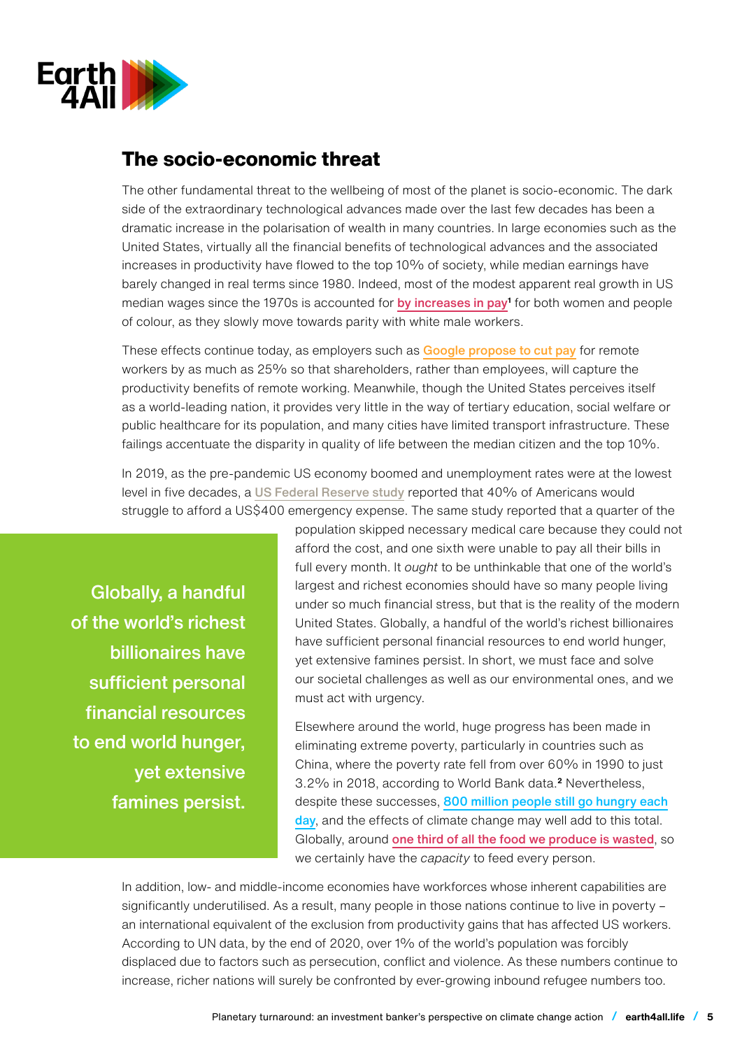## The socio-economic threat

The other fundamental threat to the wellbeing of most of the planet is socio-economic. The dark side of the extraordinary technological advances made over the last few decades has been a dramatic increase in the polarisation of wealth in many countries. In large economies such as the United States, virtually all the financial benefits of technological advances and the associated increases in productivity have flowed to the top 10% of society, while median earnings have barely changed in real terms since 1980. Indeed, most of the modest apparent real growth in US median wages since the 1970s is accounted for by increases in pay[1] for both women and people of colour, as they slowly move towards parity with white male workers.

These effects continue today, as employers such as Google propose to cut pay for remote workers by as much as 25% so that shareholders, rather than employees, will capture the productivity benefits of remote working. Meanwhile, though the United States perceives itself as a world-leading nation, it provides very little in the way of tertiary education, social welfare or public healthcare for its population, and many cities have limited transport infrastructure. These failings accentuate the disparity in quality of life between the median citizen and the top 10%.

In 2019, as the pre-pandemic US economy boomed and unemployment rates were at the lowest level in five decades, a US Federal Reserve study reported that 40% of Americans would struggle to afford a US$400 emergency expense. The same study reported that a quarter of the population skipped necessary medical care because they could not afford the cost, and one sixth were unable to pay all their bills in full every month. It *ought* to be unthinkable that one of the world's largest and richest economies should have so many people living under so much financial stress, but that is the reality of the modern United States. Globally, a handful of the world's richest billionaires have sufficient personal financial resources to end world hunger, yet extensive famines persist. In short, we must face and solve our societal challenges as well as our environmental ones, and we must act with urgency.

> Globally, a handful of the world's richest billionaires have sufficient personal financial resources to end world hunger, yet extensive famines persist.

Elsewhere around the world, huge progress has been made in eliminating extreme poverty, particularly in countries such as China, where the poverty rate fell from over 60% in 1990 to just 3.2% in 2018, according to World Bank data.[2] Nevertheless, despite these successes, 800 million people still go hungry each day, and the effects of climate change may well add to this total. Globally, around one third of all the food we produce is wasted, so we certainly have the *capacity* to feed every person.

In addition, low- and middle-income economies have workforces whose inherent capabilities are significantly underutilised. As a result, many people in those nations continue to live in poverty – an international equivalent of the exclusion from productivity gains that has affected US workers. According to UN data, by the end of 2020, over 1% of the world's population was forcibly displaced due to factors such as persecution, conflict and violence. As these numbers continue to increase, richer nations will surely be confronted by ever-growing inbound refugee numbers too.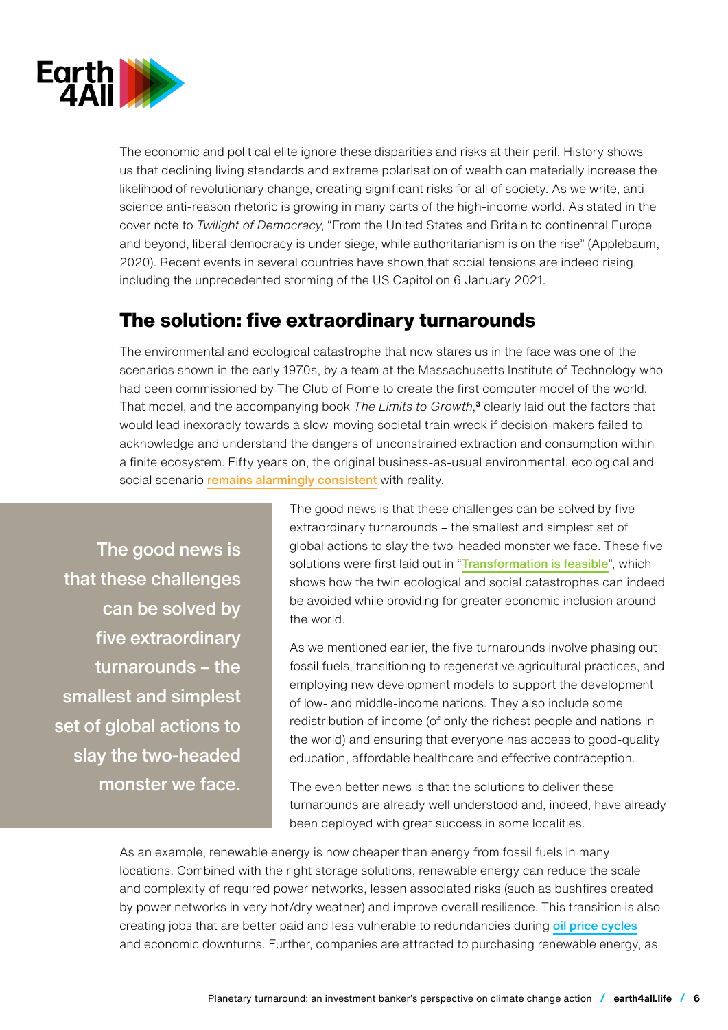The economic and political elite ignore these disparities and risks at their peril. History shows us that declining living standards and extreme polarisation of wealth can materially increase the likelihood of revolutionary change, creating significant risks for all of society. As we write, anti-science anti-reason rhetoric is growing in many parts of the high-income world. As stated in the cover note to *Twilight of Democracy*, "From the United States and Britain to continental Europe and beyond, liberal democracy is under siege, while authoritarianism is on the rise" (Applebaum, 2020). Recent events in several countries have shown that social tensions are indeed rising, including the unprecedented storming of the US Capitol on 6 January 2021.

## The solution: five extraordinary turnarounds

The environmental and ecological catastrophe that now stares us in the face was one of the scenarios shown in the early 1970s, by a team at the Massachusetts Institute of Technology who had been commissioned by The Club of Rome to create the first computer model of the world. That model, and the accompanying book *The Limits to Growth*,[3] clearly laid out the factors that would lead inexorably towards a slow-moving societal train wreck if decision-makers failed to acknowledge and understand the dangers of unconstrained extraction and consumption within a finite ecosystem. Fifty years on, the original business-as-usual environmental, ecological and social scenario remains alarmingly consistent with reality.

> The good news is that these challenges can be solved by five extraordinary turnarounds – the smallest and simplest set of global actions to slay the two-headed monster we face.

The good news is that these challenges can be solved by five extraordinary turnarounds – the smallest and simplest set of global actions to slay the two-headed monster we face. These five solutions were first laid out in "Transformation is feasible", which shows how the twin ecological and social catastrophes can indeed be avoided while providing for greater economic inclusion around the world.

As we mentioned earlier, the five turnarounds involve phasing out fossil fuels, transitioning to regenerative agricultural practices, and employing new development models to support the development of low- and middle-income nations. They also include some redistribution of income (of only the richest people and nations in the world) and ensuring that everyone has access to good-quality education, affordable healthcare and effective contraception.

The even better news is that the solutions to deliver these turnarounds are already well understood and, indeed, have already been deployed with great success in some localities.

As an example, renewable energy is now cheaper than energy from fossil fuels in many locations. Combined with the right storage solutions, renewable energy can reduce the scale and complexity of required power networks, lessen associated risks (such as bushfires created by power networks in very hot/dry weather) and improve overall resilience. This transition is also creating jobs that are better paid and less vulnerable to redundancies during oil price cycles and economic downturns. Further, companies are attracted to purchasing renewable energy, as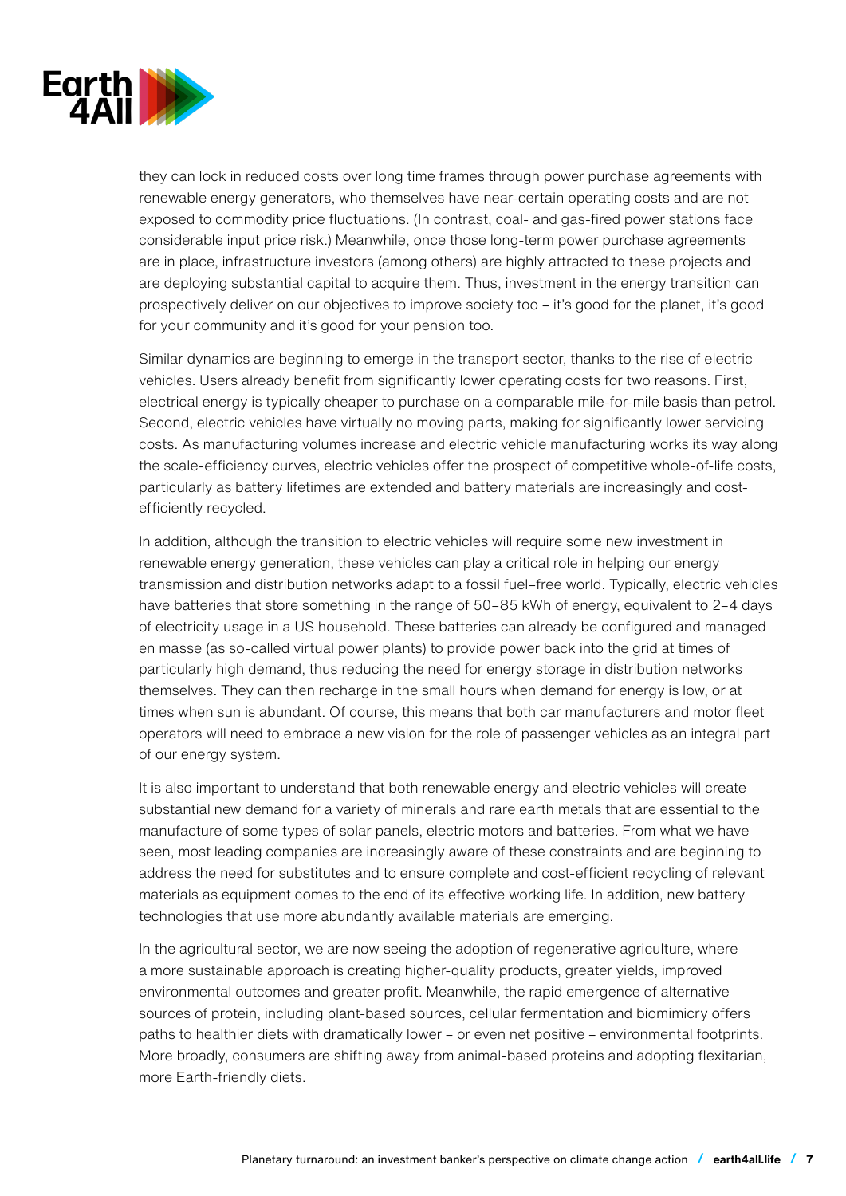they can lock in reduced costs over long time frames through power purchase agreements with renewable energy generators, who themselves have near-certain operating costs and are not exposed to commodity price fluctuations. (In contrast, coal- and gas-fired power stations face considerable input price risk.) Meanwhile, once those long-term power purchase agreements are in place, infrastructure investors (among others) are highly attracted to these projects and are deploying substantial capital to acquire them. Thus, investment in the energy transition can prospectively deliver on our objectives to improve society too – it's good for the planet, it's good for your community and it's good for your pension too.

Similar dynamics are beginning to emerge in the transport sector, thanks to the rise of electric vehicles. Users already benefit from significantly lower operating costs for two reasons. First, electrical energy is typically cheaper to purchase on a comparable mile-for-mile basis than petrol. Second, electric vehicles have virtually no moving parts, making for significantly lower servicing costs. As manufacturing volumes increase and electric vehicle manufacturing works its way along the scale-efficiency curves, electric vehicles offer the prospect of competitive whole-of-life costs, particularly as battery lifetimes are extended and battery materials are increasingly and cost-efficiently recycled.

In addition, although the transition to electric vehicles will require some new investment in renewable energy generation, these vehicles can play a critical role in helping our energy transmission and distribution networks adapt to a fossil fuel–free world. Typically, electric vehicles have batteries that store something in the range of 50–85 kWh of energy, equivalent to 2–4 days of electricity usage in a US household. These batteries can already be configured and managed en masse (as so-called virtual power plants) to provide power back into the grid at times of particularly high demand, thus reducing the need for energy storage in distribution networks themselves. They can then recharge in the small hours when demand for energy is low, or at times when sun is abundant. Of course, this means that both car manufacturers and motor fleet operators will need to embrace a new vision for the role of passenger vehicles as an integral part of our energy system.

It is also important to understand that both renewable energy and electric vehicles will create substantial new demand for a variety of minerals and rare earth metals that are essential to the manufacture of some types of solar panels, electric motors and batteries. From what we have seen, most leading companies are increasingly aware of these constraints and are beginning to address the need for substitutes and to ensure complete and cost-efficient recycling of relevant materials as equipment comes to the end of its effective working life. In addition, new battery technologies that use more abundantly available materials are emerging.

In the agricultural sector, we are now seeing the adoption of regenerative agriculture, where a more sustainable approach is creating higher-quality products, greater yields, improved environmental outcomes and greater profit. Meanwhile, the rapid emergence of alternative sources of protein, including plant-based sources, cellular fermentation and biomimicry offers paths to healthier diets with dramatically lower – or even net positive – environmental footprints. More broadly, consumers are shifting away from animal-based proteins and adopting flexitarian, more Earth-friendly diets.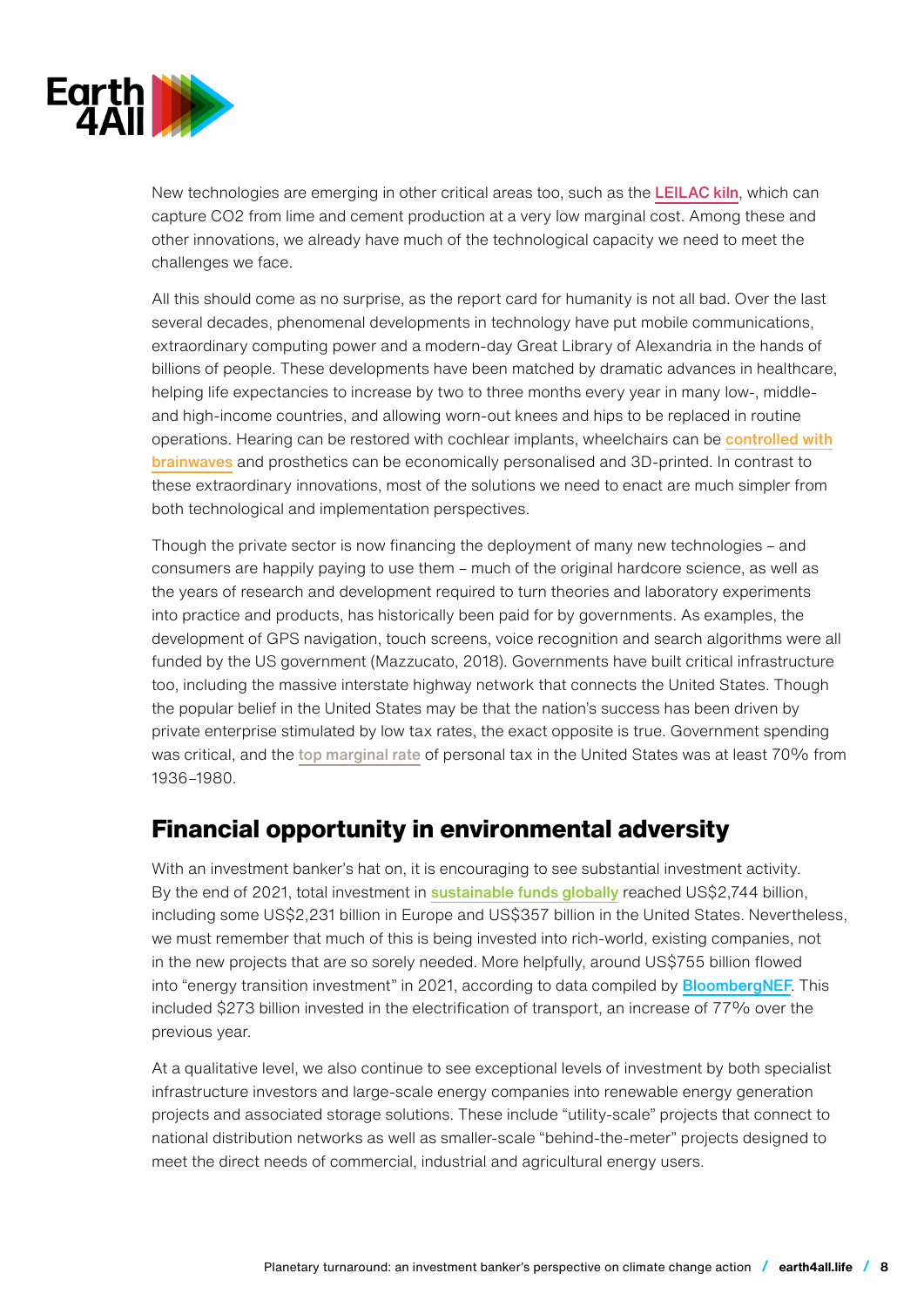New technologies are emerging in other critical areas too, such as the LEILAC kiln, which can capture CO2 from lime and cement production at a very low marginal cost. Among these and other innovations, we already have much of the technological capacity we need to meet the challenges we face.

All this should come as no surprise, as the report card for humanity is not all bad. Over the last several decades, phenomenal developments in technology have put mobile communications, extraordinary computing power and a modern-day Great Library of Alexandria in the hands of billions of people. These developments have been matched by dramatic advances in healthcare, helping life expectancies to increase by two to three months every year in many low-, middle- and high-income countries, and allowing worn-out knees and hips to be replaced in routine operations. Hearing can be restored with cochlear implants, wheelchairs can be controlled with brainwaves and prosthetics can be economically personalised and 3D-printed. In contrast to these extraordinary innovations, most of the solutions we need to enact are much simpler from both technological and implementation perspectives.

Though the private sector is now financing the deployment of many new technologies – and consumers are happily paying to use them – much of the original hardcore science, as well as the years of research and development required to turn theories and laboratory experiments into practice and products, has historically been paid for by governments. As examples, the development of GPS navigation, touch screens, voice recognition and search algorithms were all funded by the US government (Mazzucato, 2018). Governments have built critical infrastructure too, including the massive interstate highway network that connects the United States. Though the popular belief in the United States may be that the nation's success has been driven by private enterprise stimulated by low tax rates, the exact opposite is true. Government spending was critical, and the top marginal rate of personal tax in the United States was at least 70% from 1936–1980.

## Financial opportunity in environmental adversity

With an investment banker's hat on, it is encouraging to see substantial investment activity. By the end of 2021, total investment in sustainable funds globally reached US$2,744 billion, including some US$2,231 billion in Europe and US$357 billion in the United States. Nevertheless, we must remember that much of this is being invested into rich-world, existing companies, not in the new projects that are so sorely needed. More helpfully, around US$755 billion flowed into "energy transition investment" in 2021, according to data compiled by BloombergNEF. This included $273 billion invested in the electrification of transport, an increase of 77% over the previous year.

At a qualitative level, we also continue to see exceptional levels of investment by both specialist infrastructure investors and large-scale energy companies into renewable energy generation projects and associated storage solutions. These include "utility-scale" projects that connect to national distribution networks as well as smaller-scale "behind-the-meter" projects designed to meet the direct needs of commercial, industrial and agricultural energy users.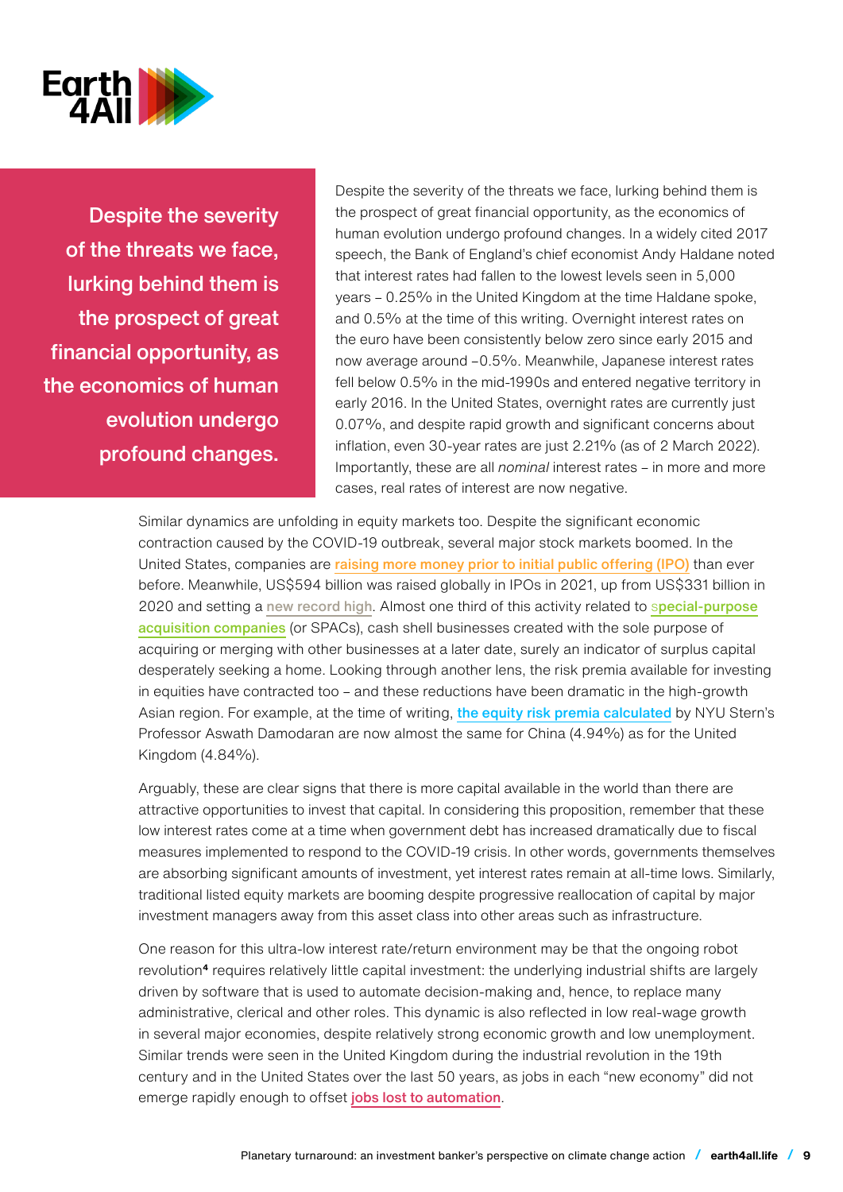> **Despite the severity of the threats we face, lurking behind them is the prospect of great financial opportunity, as the economics of human evolution undergo profound changes.**

Despite the severity of the threats we face, lurking behind them is the prospect of great financial opportunity, as the economics of human evolution undergo profound changes. In a widely cited 2017 speech, the Bank of England's chief economist Andy Haldane noted that interest rates had fallen to the lowest levels seen in 5,000 years – 0.25% in the United Kingdom at the time Haldane spoke, and 0.5% at the time of this writing. Overnight interest rates on the euro have been consistently below zero since early 2015 and now average around –0.5%. Meanwhile, Japanese interest rates fell below 0.5% in the mid-1990s and entered negative territory in early 2016. In the United States, overnight rates are currently just 0.07%, and despite rapid growth and significant concerns about inflation, even 30-year rates are just 2.21% (as of 2 March 2022). Importantly, these are all *nominal* interest rates – in more and more cases, real rates of interest are now negative.

Similar dynamics are unfolding in equity markets too. Despite the significant economic contraction caused by the COVID-19 outbreak, several major stock markets boomed. In the United States, companies are raising more money prior to initial public offering (IPO) than ever before. Meanwhile, US$594 billion was raised globally in IPOs in 2021, up from US$331 billion in 2020 and setting a new record high. Almost one third of this activity related to special-purpose acquisition companies (or SPACs), cash shell businesses created with the sole purpose of acquiring or merging with other businesses at a later date, surely an indicator of surplus capital desperately seeking a home. Looking through another lens, the risk premia available for investing in equities have contracted too – and these reductions have been dramatic in the high-growth Asian region. For example, at the time of writing, the equity risk premia calculated by NYU Stern's Professor Aswath Damodaran are now almost the same for China (4.94%) as for the United Kingdom (4.84%).

Arguably, these are clear signs that there is more capital available in the world than there are attractive opportunities to invest that capital. In considering this proposition, remember that these low interest rates come at a time when government debt has increased dramatically due to fiscal measures implemented to respond to the COVID-19 crisis. In other words, governments themselves are absorbing significant amounts of investment, yet interest rates remain at all-time lows. Similarly, traditional listed equity markets are booming despite progressive reallocation of capital by major investment managers away from this asset class into other areas such as infrastructure.

One reason for this ultra-low interest rate/return environment may be that the ongoing robot revolution[4] requires relatively little capital investment: the underlying industrial shifts are largely driven by software that is used to automate decision-making and, hence, to replace many administrative, clerical and other roles. This dynamic is also reflected in low real-wage growth in several major economies, despite relatively strong economic growth and low unemployment. Similar trends were seen in the United Kingdom during the industrial revolution in the 19th century and in the United States over the last 50 years, as jobs in each "new economy" did not emerge rapidly enough to offset jobs lost to automation.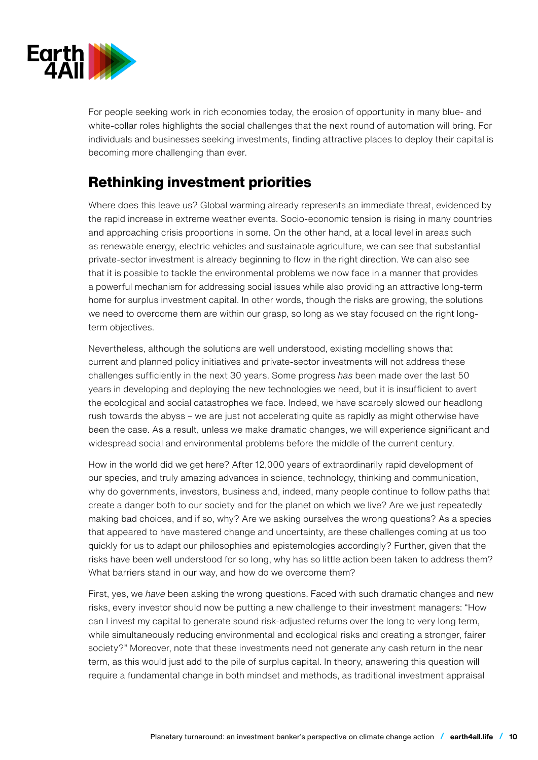For people seeking work in rich economies today, the erosion of opportunity in many blue- and white-collar roles highlights the social challenges that the next round of automation will bring. For individuals and businesses seeking investments, finding attractive places to deploy their capital is becoming more challenging than ever.

## Rethinking investment priorities

Where does this leave us? Global warming already represents an immediate threat, evidenced by the rapid increase in extreme weather events. Socio-economic tension is rising in many countries and approaching crisis proportions in some. On the other hand, at a local level in areas such as renewable energy, electric vehicles and sustainable agriculture, we can see that substantial private-sector investment is already beginning to flow in the right direction. We can also see that it is possible to tackle the environmental problems we now face in a manner that provides a powerful mechanism for addressing social issues while also providing an attractive long-term home for surplus investment capital. In other words, though the risks are growing, the solutions we need to overcome them are within our grasp, so long as we stay focused on the right long-term objectives.

Nevertheless, although the solutions are well understood, existing modelling shows that current and planned policy initiatives and private-sector investments will not address these challenges sufficiently in the next 30 years. Some progress *has* been made over the last 50 years in developing and deploying the new technologies we need, but it is insufficient to avert the ecological and social catastrophes we face. Indeed, we have scarcely slowed our headlong rush towards the abyss – we are just not accelerating quite as rapidly as might otherwise have been the case. As a result, unless we make dramatic changes, we will experience significant and widespread social and environmental problems before the middle of the current century.

How in the world did we get here? After 12,000 years of extraordinarily rapid development of our species, and truly amazing advances in science, technology, thinking and communication, why do governments, investors, business and, indeed, many people continue to follow paths that create a danger both to our society and for the planet on which we live? Are we just repeatedly making bad choices, and if so, why? Are we asking ourselves the wrong questions? As a species that appeared to have mastered change and uncertainty, are these challenges coming at us too quickly for us to adapt our philosophies and epistemologies accordingly? Further, given that the risks have been well understood for so long, why has so little action been taken to address them? What barriers stand in our way, and how do we overcome them?

First, yes, we *have* been asking the wrong questions. Faced with such dramatic changes and new risks, every investor should now be putting a new challenge to their investment managers: "How can I invest my capital to generate sound risk-adjusted returns over the long to very long term, while simultaneously reducing environmental and ecological risks and creating a stronger, fairer society?" Moreover, note that these investments need not generate any cash return in the near term, as this would just add to the pile of surplus capital. In theory, answering this question will require a fundamental change in both mindset and methods, as traditional investment appraisal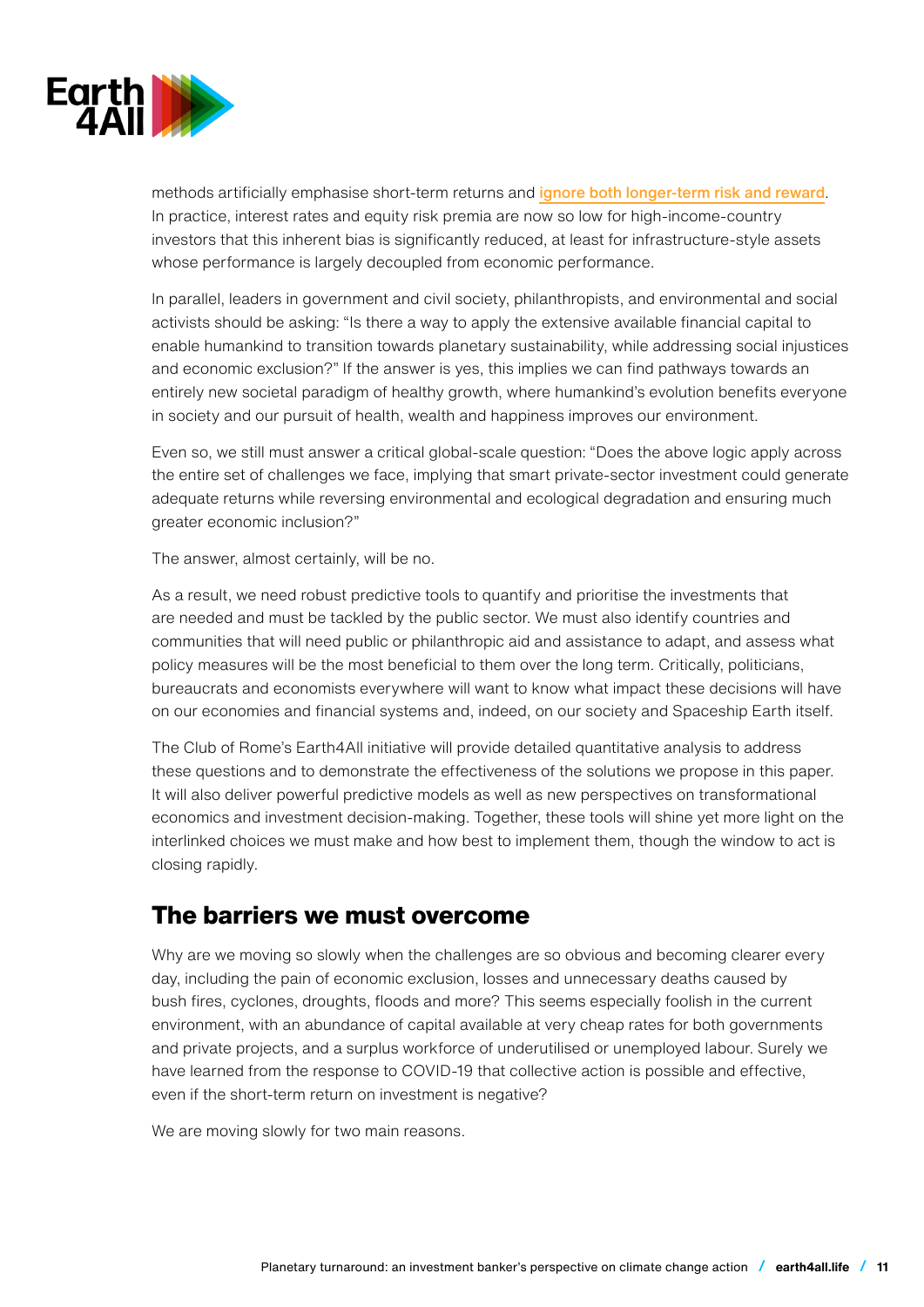methods artificially emphasise short-term returns and ignore both longer-term risk and reward. In practice, interest rates and equity risk premia are now so low for high-income-country investors that this inherent bias is significantly reduced, at least for infrastructure-style assets whose performance is largely decoupled from economic performance.

In parallel, leaders in government and civil society, philanthropists, and environmental and social activists should be asking: "Is there a way to apply the extensive available financial capital to enable humankind to transition towards planetary sustainability, while addressing social injustices and economic exclusion?" If the answer is yes, this implies we can find pathways towards an entirely new societal paradigm of healthy growth, where humankind's evolution benefits everyone in society and our pursuit of health, wealth and happiness improves our environment.

Even so, we still must answer a critical global-scale question: "Does the above logic apply across the entire set of challenges we face, implying that smart private-sector investment could generate adequate returns while reversing environmental and ecological degradation and ensuring much greater economic inclusion?"

The answer, almost certainly, will be no.

As a result, we need robust predictive tools to quantify and prioritise the investments that are needed and must be tackled by the public sector. We must also identify countries and communities that will need public or philanthropic aid and assistance to adapt, and assess what policy measures will be the most beneficial to them over the long term. Critically, politicians, bureaucrats and economists everywhere will want to know what impact these decisions will have on our economies and financial systems and, indeed, on our society and Spaceship Earth itself.

The Club of Rome's Earth4All initiative will provide detailed quantitative analysis to address these questions and to demonstrate the effectiveness of the solutions we propose in this paper. It will also deliver powerful predictive models as well as new perspectives on transformational economics and investment decision-making. Together, these tools will shine yet more light on the interlinked choices we must make and how best to implement them, though the window to act is closing rapidly.

## The barriers we must overcome

Why are we moving so slowly when the challenges are so obvious and becoming clearer every day, including the pain of economic exclusion, losses and unnecessary deaths caused by bush fires, cyclones, droughts, floods and more? This seems especially foolish in the current environment, with an abundance of capital available at very cheap rates for both governments and private projects, and a surplus workforce of underutilised or unemployed labour. Surely we have learned from the response to COVID-19 that collective action is possible and effective, even if the short-term return on investment is negative?

We are moving slowly for two main reasons.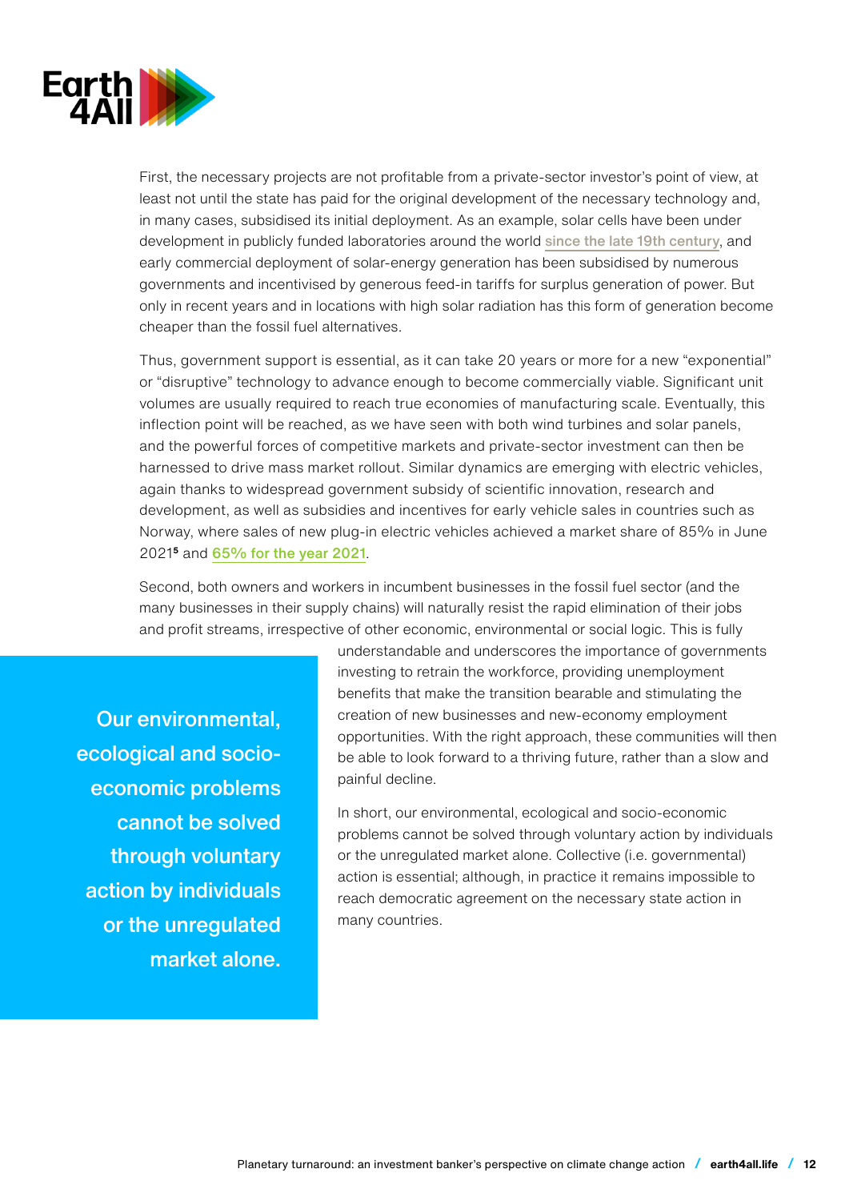First, the necessary projects are not profitable from a private-sector investor's point of view, at least not until the state has paid for the original development of the necessary technology and, in many cases, subsidised its initial deployment. As an example, solar cells have been under development in publicly funded laboratories around the world since the late 19th century, and early commercial deployment of solar-energy generation has been subsidised by numerous governments and incentivised by generous feed-in tariffs for surplus generation of power. But only in recent years and in locations with high solar radiation has this form of generation become cheaper than the fossil fuel alternatives.

Thus, government support is essential, as it can take 20 years or more for a new "exponential" or "disruptive" technology to advance enough to become commercially viable. Significant unit volumes are usually required to reach true economies of manufacturing scale. Eventually, this inflection point will be reached, as we have seen with both wind turbines and solar panels, and the powerful forces of competitive markets and private-sector investment can then be harnessed to drive mass market rollout. Similar dynamics are emerging with electric vehicles, again thanks to widespread government subsidy of scientific innovation, research and development, as well as subsidies and incentives for early vehicle sales in countries such as Norway, where sales of new plug-in electric vehicles achieved a market share of 85% in June 2021[5] and 65% for the year 2021.

Second, both owners and workers in incumbent businesses in the fossil fuel sector (and the many businesses in their supply chains) will naturally resist the rapid elimination of their jobs and profit streams, irrespective of other economic, environmental or social logic. This is fully understandable and underscores the importance of governments investing to retrain the workforce, providing unemployment benefits that make the transition bearable and stimulating the creation of new businesses and new-economy employment opportunities. With the right approach, these communities will then be able to look forward to a thriving future, rather than a slow and painful decline.

**Our environmental, ecological and socio-economic problems cannot be solved through voluntary action by individuals or the unregulated market alone.**

In short, our environmental, ecological and socio-economic problems cannot be solved through voluntary action by individuals or the unregulated market alone. Collective (i.e. governmental) action is essential; although, in practice it remains impossible to reach democratic agreement on the necessary state action in many countries.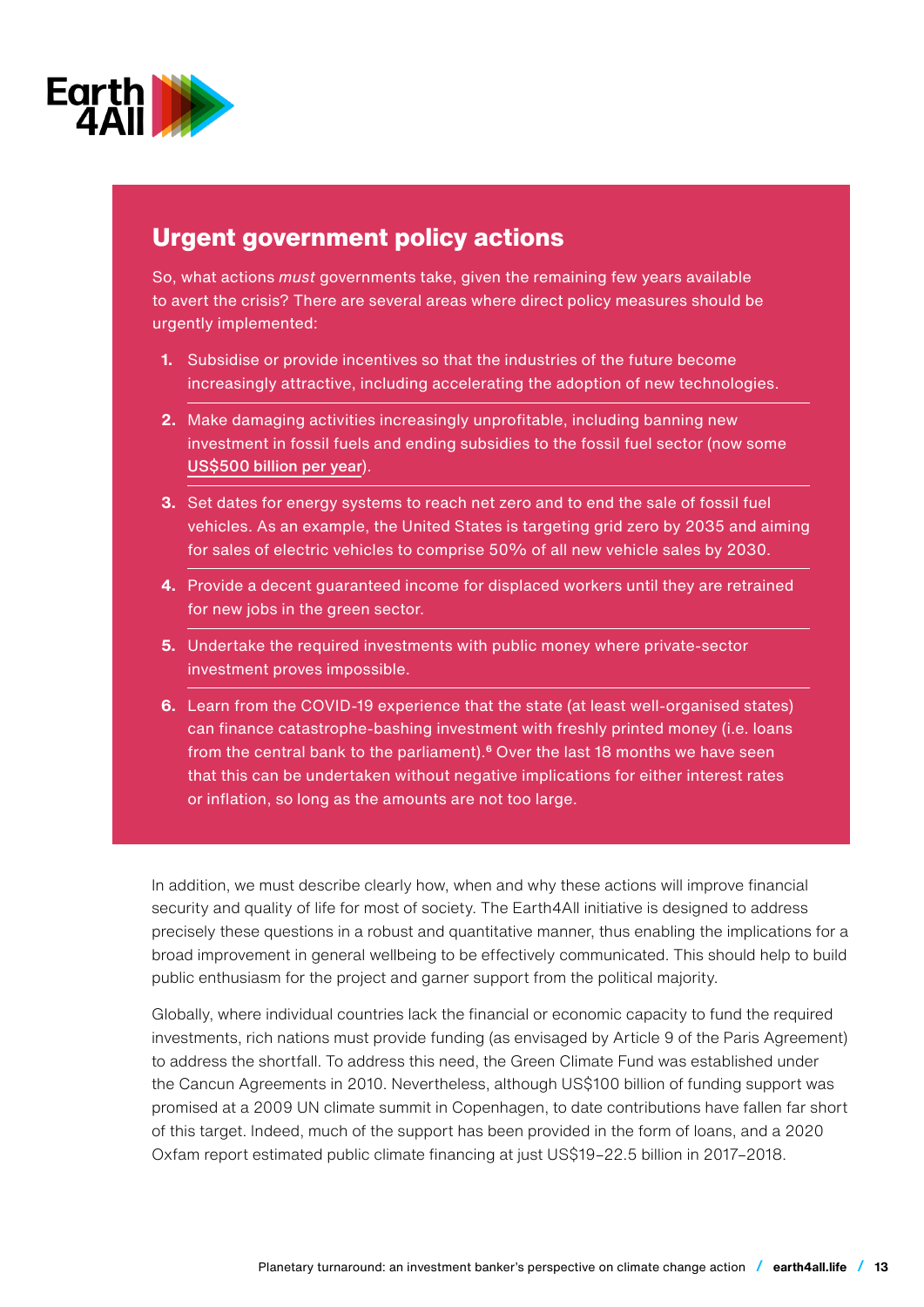## Urgent government policy actions

So, what actions *must* governments take, given the remaining few years available to avert the crisis? There are several areas where direct policy measures should be urgently implemented:

1. Subsidise or provide incentives so that the industries of the future become increasingly attractive, including accelerating the adoption of new technologies.
2. Make damaging activities increasingly unprofitable, including banning new investment in fossil fuels and ending subsidies to the fossil fuel sector (now some US$500 billion per year).
3. Set dates for energy systems to reach net zero and to end the sale of fossil fuel vehicles. As an example, the United States is targeting grid zero by 2035 and aiming for sales of electric vehicles to comprise 50% of all new vehicle sales by 2030.
4. Provide a decent guaranteed income for displaced workers until they are retrained for new jobs in the green sector.
5. Undertake the required investments with public money where private-sector investment proves impossible.
6. Learn from the COVID-19 experience that the state (at least well-organised states) can finance catastrophe-bashing investment with freshly printed money (i.e. loans from the central bank to the parliament).[6] Over the last 18 months we have seen that this can be undertaken without negative implications for either interest rates or inflation, so long as the amounts are not too large.

In addition, we must describe clearly how, when and why these actions will improve financial security and quality of life for most of society. The Earth4All initiative is designed to address precisely these questions in a robust and quantitative manner, thus enabling the implications for a broad improvement in general wellbeing to be effectively communicated. This should help to build public enthusiasm for the project and garner support from the political majority.

Globally, where individual countries lack the financial or economic capacity to fund the required investments, rich nations must provide funding (as envisaged by Article 9 of the Paris Agreement) to address the shortfall. To address this need, the Green Climate Fund was established under the Cancun Agreements in 2010. Nevertheless, although US$100 billion of funding support was promised at a 2009 UN climate summit in Copenhagen, to date contributions have fallen far short of this target. Indeed, much of the support has been provided in the form of loans, and a 2020 Oxfam report estimated public climate financing at just US$19–22.5 billion in 2017–2018.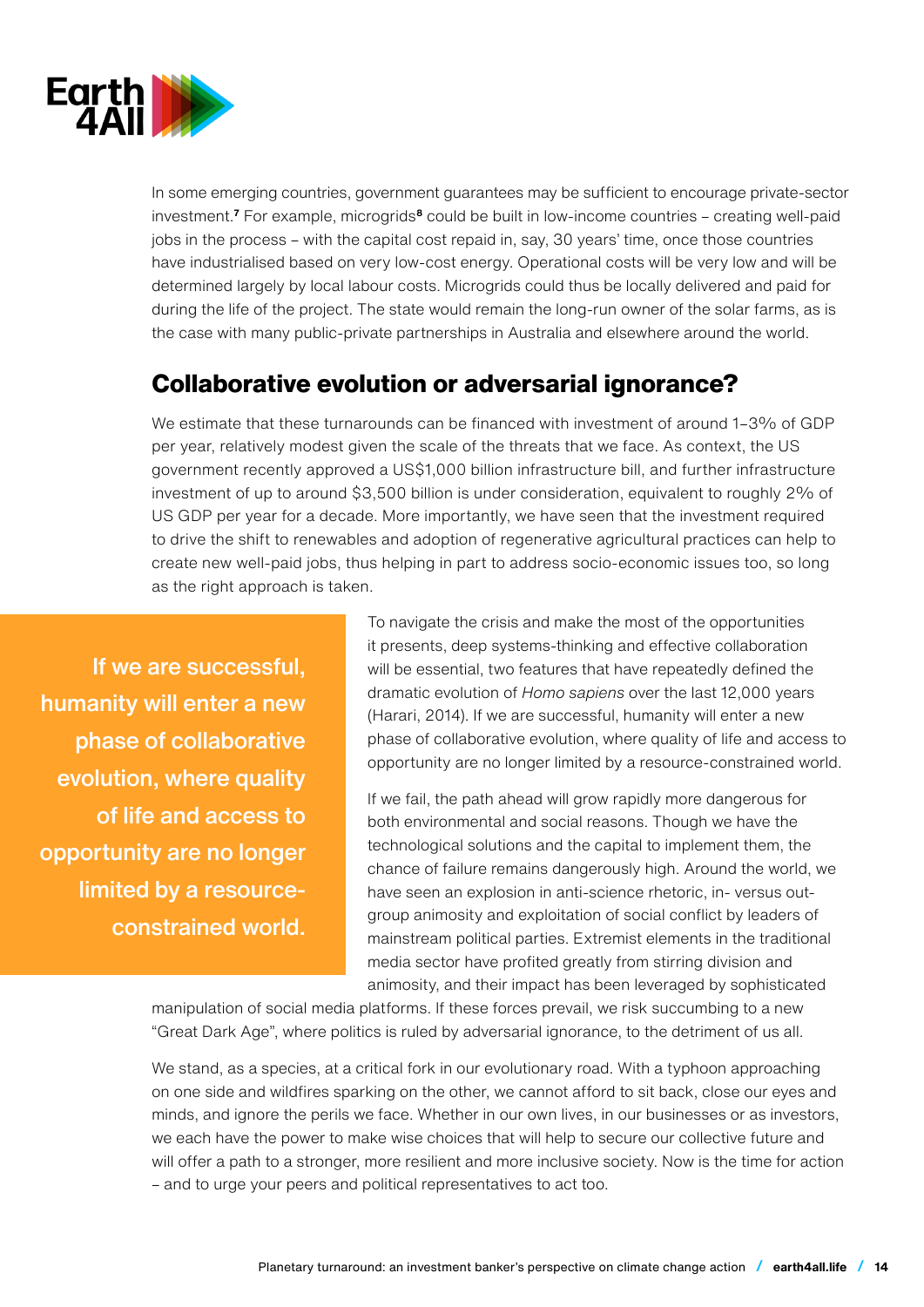In some emerging countries, government guarantees may be sufficient to encourage private-sector investment.[7] For example, microgrids[8] could be built in low-income countries – creating well-paid jobs in the process – with the capital cost repaid in, say, 30 years' time, once those countries have industrialised based on very low-cost energy. Operational costs will be very low and will be determined largely by local labour costs. Microgrids could thus be locally delivered and paid for during the life of the project. The state would remain the long-run owner of the solar farms, as is the case with many public-private partnerships in Australia and elsewhere around the world.

## Collaborative evolution or adversarial ignorance?

We estimate that these turnarounds can be financed with investment of around 1–3% of GDP per year, relatively modest given the scale of the threats that we face. As context, the US government recently approved a US$1,000 billion infrastructure bill, and further infrastructure investment of up to around $3,500 billion is under consideration, equivalent to roughly 2% of US GDP per year for a decade. More importantly, we have seen that the investment required to drive the shift to renewables and adoption of regenerative agricultural practices can help to create new well-paid jobs, thus helping in part to address socio-economic issues too, so long as the right approach is taken.

> **If we are successful, humanity will enter a new phase of collaborative evolution, where quality of life and access to opportunity are no longer limited by a resource-constrained world.**

To navigate the crisis and make the most of the opportunities it presents, deep systems-thinking and effective collaboration will be essential, two features that have repeatedly defined the dramatic evolution of *Homo sapiens* over the last 12,000 years (Harari, 2014). If we are successful, humanity will enter a new phase of collaborative evolution, where quality of life and access to opportunity are no longer limited by a resource-constrained world.

If we fail, the path ahead will grow rapidly more dangerous for both environmental and social reasons. Though we have the technological solutions and the capital to implement them, the chance of failure remains dangerously high. Around the world, we have seen an explosion in anti-science rhetoric, in- versus out-group animosity and exploitation of social conflict by leaders of mainstream political parties. Extremist elements in the traditional media sector have profited greatly from stirring division and animosity, and their impact has been leveraged by sophisticated manipulation of social media platforms. If these forces prevail, we risk succumbing to a new "Great Dark Age", where politics is ruled by adversarial ignorance, to the detriment of us all.

We stand, as a species, at a critical fork in our evolutionary road. With a typhoon approaching on one side and wildfires sparking on the other, we cannot afford to sit back, close our eyes and minds, and ignore the perils we face. Whether in our own lives, in our businesses or as investors, we each have the power to make wise choices that will help to secure our collective future and will offer a path to a stronger, more resilient and more inclusive society. Now is the time for action – and to urge your peers and political representatives to act too.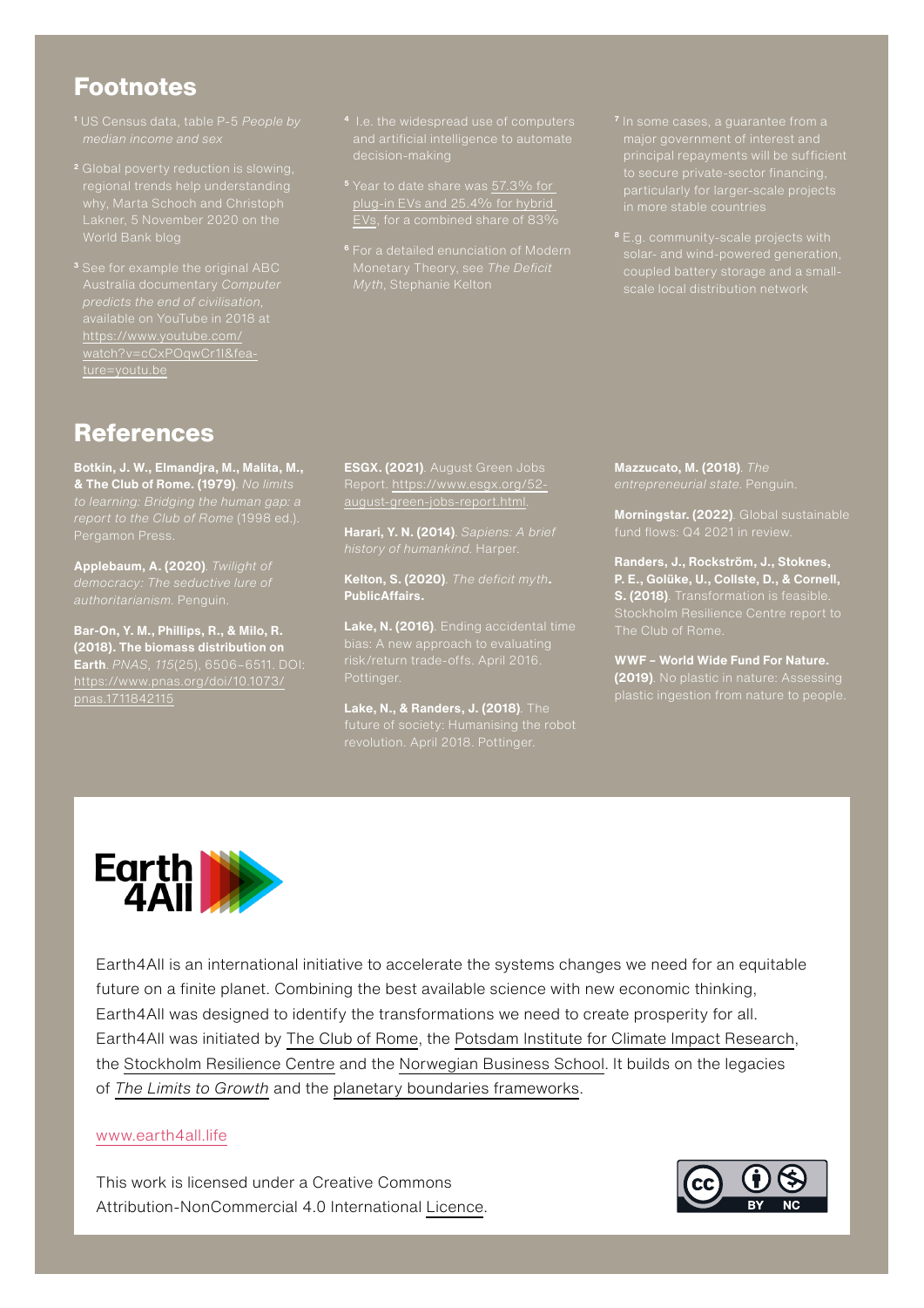## Footnotes

[1] US Census data, table P-5 *People by median income and sex*

[2] Global poverty reduction is slowing, regional trends help understanding why, Marta Schoch and Christoph Lakner, 5 November 2020 on the World Bank blog

[3] See for example the original ABC Australia documentary *Computer predicts the end of civilisation*, available on YouTube in 2018 at https://www.youtube.com/watch?v=cCxPOqwCr1I&feature=youtu.be

[4] I.e. the widespread use of computers and artificial intelligence to automate decision-making

[5] Year to date share was 57.3% for plug-in EVs and 25.4% for hybrid EVs, for a combined share of 83%

[6] For a detailed enunciation of Modern Monetary Theory, see *The Deficit Myth*, Stephanie Kelton

[7] In some cases, a guarantee from a major government of interest and principal repayments will be sufficient to secure private-sector financing, particularly for larger-scale projects in more stable countries

[8] E.g. community-scale projects with solar- and wind-powered generation, coupled battery storage and a small-scale local distribution network

## References

**Botkin, J. W., Elmandjra, M., Malita, M., & The Club of Rome. (1979)**. *No limits to learning: Bridging the human gap: a report to the Club of Rome* (1998 ed.). Pergamon Press.

**Applebaum, A. (2020)**. *Twilight of democracy: The seductive lure of authoritarianism*. Penguin.

**Bar-On, Y. M., Phillips, R., & Milo, R. (2018). The biomass distribution on Earth**. *PNAS*, *115*(25), 6506–6511. DOI: https://www.pnas.org/doi/10.1073/pnas.1711842115

**ESGX. (2021)**. August Green Jobs Report. https://www.esgx.org/52-august-green-jobs-report.html.

**Harari, Y. N. (2014)**. *Sapiens: A brief history of humankind*. Harper.

**Kelton, S. (2020)**. *The deficit myth*. **PublicAffairs.**

**Lake, N. (2016)**. Ending accidental time bias: A new approach to evaluating risk/return trade-offs. April 2016. Pottinger.

**Lake, N., & Randers, J. (2018)**. The future of society: Humanising the robot revolution. April 2018. Pottinger.

**Mazzucato, M. (2018)**. *The entrepreneurial state*. Penguin.

**Morningstar. (2022)**. Global sustainable fund flows: Q4 2021 in review.

**Randers, J., Rockström, J., Stoknes, P. E., Golüke, U., Collste, D., & Cornell, S. (2018)**. Transformation is feasible. Stockholm Resilience Centre report to The Club of Rome.

**WWF – World Wide Fund For Nature. (2019)**. No plastic in nature: Assessing plastic ingestion from nature to people.

Earth 4All

Earth4All is an international initiative to accelerate the systems changes we need for an equitable future on a finite planet. Combining the best available science with new economic thinking, Earth4All was designed to identify the transformations we need to create prosperity for all. Earth4All was initiated by The Club of Rome, the Potsdam Institute for Climate Impact Research, the Stockholm Resilience Centre and the Norwegian Business School. It builds on the legacies of *The Limits to Growth* and the planetary boundaries frameworks.

www.earth4all.life

This work is licensed under a Creative Commons Attribution-NonCommercial 4.0 International Licence.